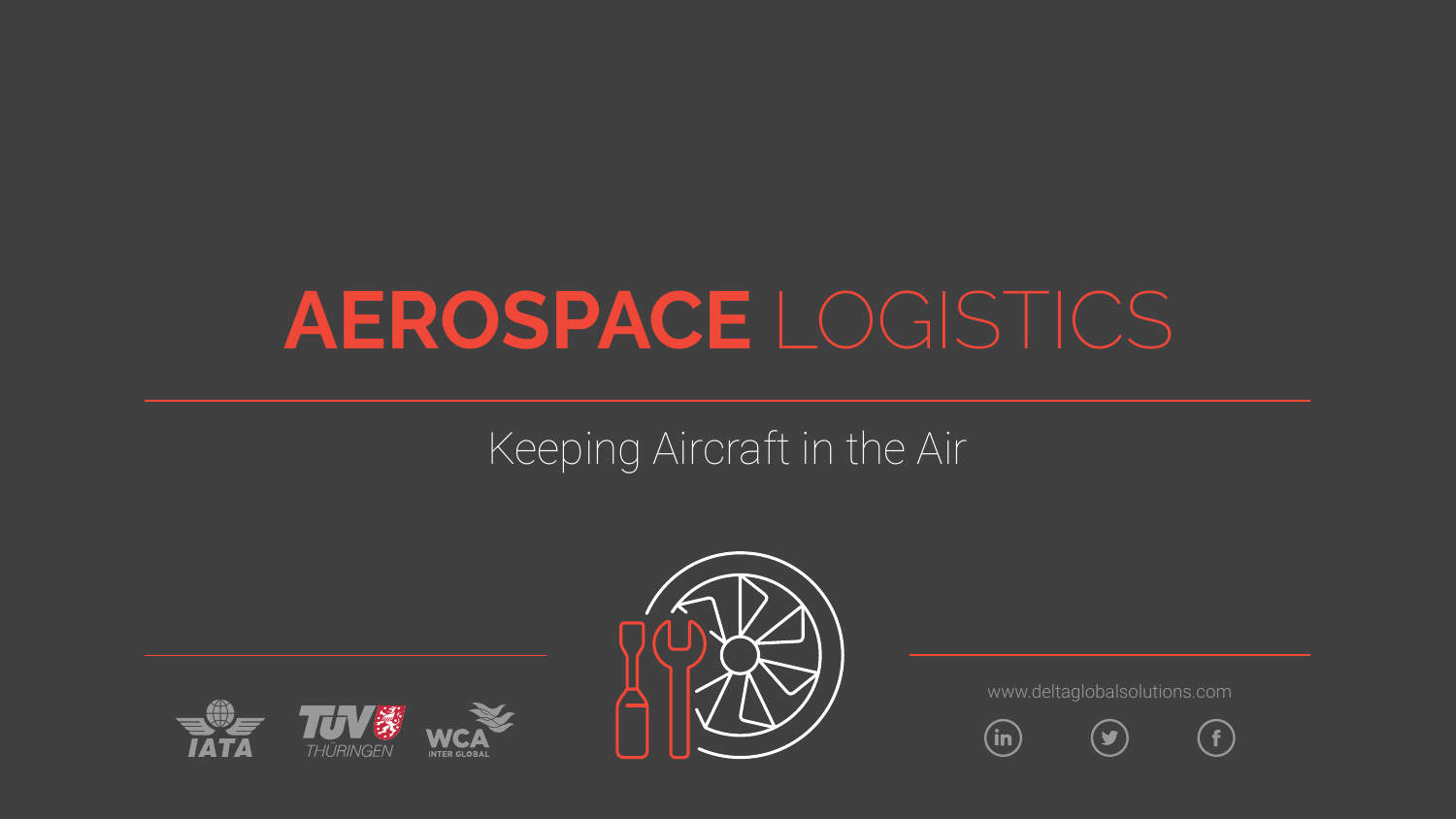# AEROSPACE LOGISTICS

Keeping Aircraft in the Air

www.deltaglobalsolutions.com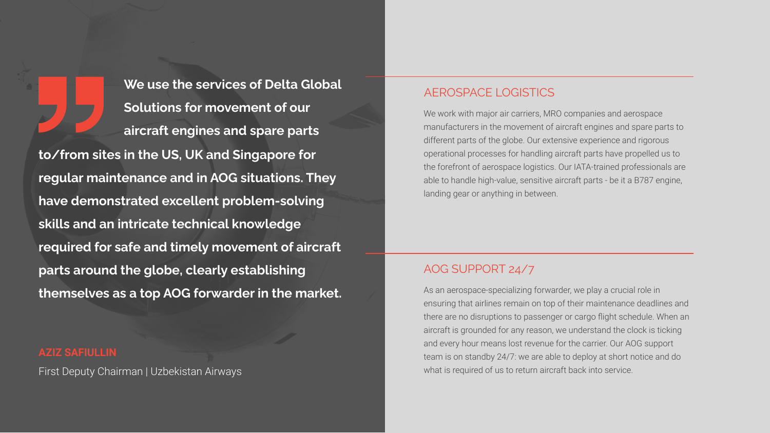> **We use the services of Delta Global Solutions for movement of our aircraft engines and spare parts to/from sites in the US, UK and Singapore for regular maintenance and in AOG situations. They have demonstrated excellent problem-solving skills and an intricate technical knowledge required for safe and timely movement of aircraft parts around the globe, clearly establishing themselves as a top AOG forwarder in the market.**

**AZIZ SAFIULLIN**
First Deputy Chairman | Uzbekistan Airways

## AEROSPACE LOGISTICS

We work with major air carriers, MRO companies and aerospace manufacturers in the movement of aircraft engines and spare parts to different parts of the globe. Our extensive experience and rigorous operational processes for handling aircraft parts have propelled us to the forefront of aerospace logistics. Our IATA-trained professionals are able to handle high-value, sensitive aircraft parts - be it a B787 engine, landing gear or anything in between.

## AOG SUPPORT 24/7

As an aerospace-specializing forwarder, we play a crucial role in ensuring that airlines remain on top of their maintenance deadlines and there are no disruptions to passenger or cargo flight schedule. When an aircraft is grounded for any reason, we understand the clock is ticking and every hour means lost revenue for the carrier. Our AOG support team is on standby 24/7: we are able to deploy at short notice and do what is required of us to return aircraft back into service.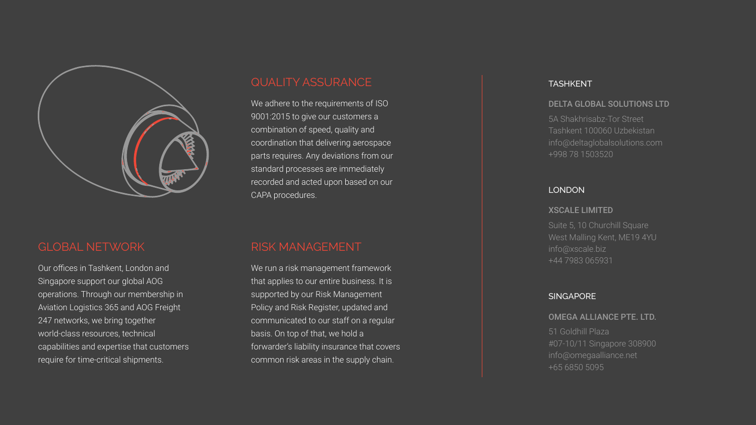## QUALITY ASSURANCE

We adhere to the requirements of ISO 9001:2015 to give our customers a combination of speed, quality and coordination that delivering aerospace parts requires. Any deviations from our standard processes are immediately recorded and acted upon based on our CAPA procedures.

## GLOBAL NETWORK

Our offices in Tashkent, London and Singapore support our global AOG operations. Through our membership in Aviation Logistics 365 and AOG Freight 247 networks, we bring together world-class resources, technical capabilities and expertise that customers require for time-critical shipments.

## RISK MANAGEMENT

We run a risk management framework that applies to our entire business. It is supported by our Risk Management Policy and Risk Register, updated and communicated to our staff on a regular basis. On top of that, we hold a forwarder's liability insurance that covers common risk areas in the supply chain.

### TASHKENT

**DELTA GLOBAL SOLUTIONS LTD**

5A Shakhrisabz-Tor Street
Tashkent 100060 Uzbekistan
info@deltaglobalsolutions.com
+998 78 1503520

### LONDON

**XSCALE LIMITED**

Suite 5, 10 Churchill Square
West Malling Kent, ME19 4YU
info@xscale.biz
+44 7983 065931

### SINGAPORE

**OMEGA ALLIANCE PTE. LTD.**

51 Goldhill Plaza
#07-10/11 Singapore 308900
info@omegaalliance.net
+65 6850 5095